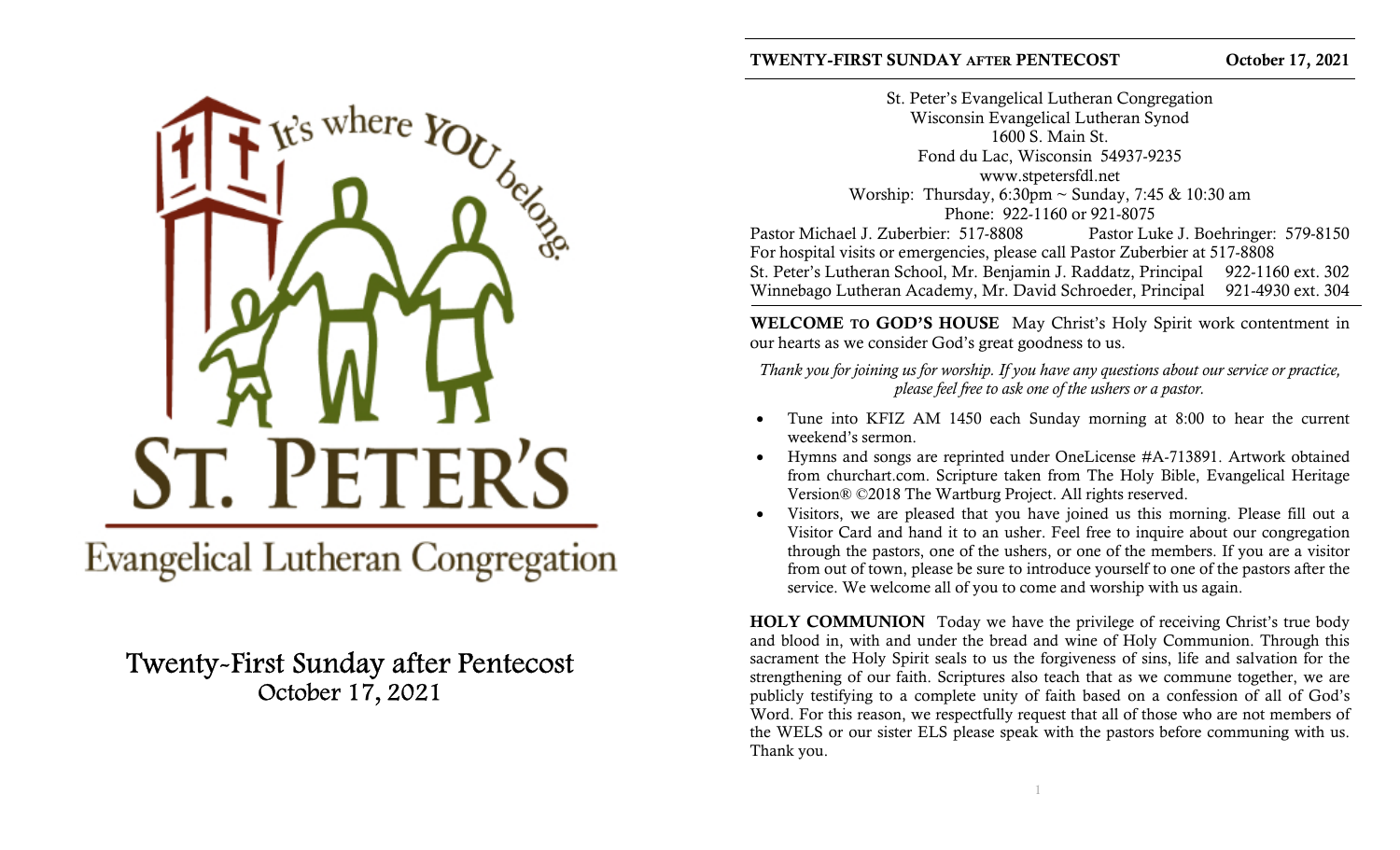It's where YOU belong.

# ST. PETER'S

## Evangelical Lutheran Congregation

## Twenty-First Sunday after Pentecost
October 17, 2021

**TWENTY-FIRST SUNDAY AFTER PENTECOST** **October 17, 2021**

St. Peter's Evangelical Lutheran Congregation
Wisconsin Evangelical Lutheran Synod
1600 S. Main St.
Fond du Lac, Wisconsin 54937-9235
www.stpetersfdl.net
Worship: Thursday, 6:30pm ~ Sunday, 7:45 & 10:30 am
Phone: 922-1160 or 921-8075

Pastor Michael J. Zuberbier: 517-8808 Pastor Luke J. Boehringer: 579-8150
For hospital visits or emergencies, please call Pastor Zuberbier at 517-8808
St. Peter's Lutheran School, Mr. Benjamin J. Raddatz, Principal 922-1160 ext. 302
Winnebago Lutheran Academy, Mr. David Schroeder, Principal 921-4930 ext. 304

**WELCOME TO GOD'S HOUSE** May Christ's Holy Spirit work contentment in our hearts as we consider God's great goodness to us.

*Thank you for joining us for worship. If you have any questions about our service or practice, please feel free to ask one of the ushers or a pastor.*

- Tune into KFIZ AM 1450 each Sunday morning at 8:00 to hear the current weekend's sermon.
- Hymns and songs are reprinted under OneLicense #A-713891. Artwork obtained from churchart.com. Scripture taken from The Holy Bible, Evangelical Heritage Version® ©2018 The Wartburg Project. All rights reserved.
- Visitors, we are pleased that you have joined us this morning. Please fill out a Visitor Card and hand it to an usher. Feel free to inquire about our congregation through the pastors, one of the ushers, or one of the members. If you are a visitor from out of town, please be sure to introduce yourself to one of the pastors after the service. We welcome all of you to come and worship with us again.

**HOLY COMMUNION** Today we have the privilege of receiving Christ's true body and blood in, with and under the bread and wine of Holy Communion. Through this sacrament the Holy Spirit seals to us the forgiveness of sins, life and salvation for the strengthening of our faith. Scriptures also teach that as we commune together, we are publicly testifying to a complete unity of faith based on a confession of all of God's Word. For this reason, we respectfully request that all of those who are not members of the WELS or our sister ELS please speak with the pastors before communing with us. Thank you.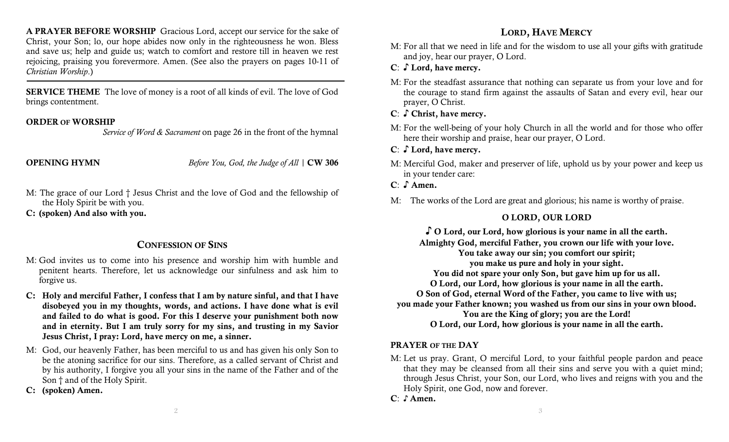**A PRAYER BEFORE WORSHIP** Gracious Lord, accept our service for the sake of Christ, your Son; lo, our hope abides now only in the righteousness he won. Bless and save us; help and guide us; watch to comfort and restore till in heaven we rest rejoicing, praising you forevermore. Amen. (See also the prayers on pages 10-11 of *Christian Worship*.)

---

**SERVICE THEME** The love of money is a root of all kinds of evil. The love of God brings contentment.

**ORDER OF WORSHIP**

*Service of Word & Sacrament* on page 26 in the front of the hymnal

**OPENING HYMN** *Before You, God, the Judge of All* | **CW 306**

M: The grace of our Lord † Jesus Christ and the love of God and the fellowship of the Holy Spirit be with you.

**C: (spoken) And also with you.**

## CONFESSION OF SINS

M: God invites us to come into his presence and worship him with humble and penitent hearts. Therefore, let us acknowledge our sinfulness and ask him to forgive us.

**C: Holy and merciful Father, I confess that I am by nature sinful, and that I have disobeyed you in my thoughts, words, and actions. I have done what is evil and failed to do what is good. For this I deserve your punishment both now and in eternity. But I am truly sorry for my sins, and trusting in my Savior Jesus Christ, I pray: Lord, have mercy on me, a sinner.**

M: God, our heavenly Father, has been merciful to us and has given his only Son to be the atoning sacrifice for our sins. Therefore, as a called servant of Christ and by his authority, I forgive you all your sins in the name of the Father and of the Son † and of the Holy Spirit.

**C: (spoken) Amen.**

## LORD, HAVE MERCY

M: For all that we need in life and for the wisdom to use all your gifts with gratitude and joy, hear our prayer, O Lord.

**C: ♪ Lord, have mercy.**

M: For the steadfast assurance that nothing can separate us from your love and for the courage to stand firm against the assaults of Satan and every evil, hear our prayer, O Christ.

**C: ♪ Christ, have mercy.**

M: For the well-being of your holy Church in all the world and for those who offer here their worship and praise, hear our prayer, O Lord.

**C: ♪ Lord, have mercy.**

M: Merciful God, maker and preserver of life, uphold us by your power and keep us in your tender care:

**C: ♪ Amen.**

M: The works of the Lord are great and glorious; his name is worthy of praise.

## O LORD, OUR LORD

**♪ O Lord, our Lord, how glorious is your name in all the earth.**
**Almighty God, merciful Father, you crown our life with your love.**
**You take away our sin; you comfort our spirit;**
**you make us pure and holy in your sight.**
**You did not spare your only Son, but gave him up for us all.**
**O Lord, our Lord, how glorious is your name in all the earth.**
**O Son of God, eternal Word of the Father, you came to live with us;**
**you made your Father known; you washed us from our sins in your own blood.**
**You are the King of glory; you are the Lord!**
**O Lord, our Lord, how glorious is your name in all the earth.**

**PRAYER OF THE DAY**

M: Let us pray. Grant, O merciful Lord, to your faithful people pardon and peace that they may be cleansed from all their sins and serve you with a quiet mind; through Jesus Christ, your Son, our Lord, who lives and reigns with you and the Holy Spirit, one God, now and forever.

**C: ♪ Amen.**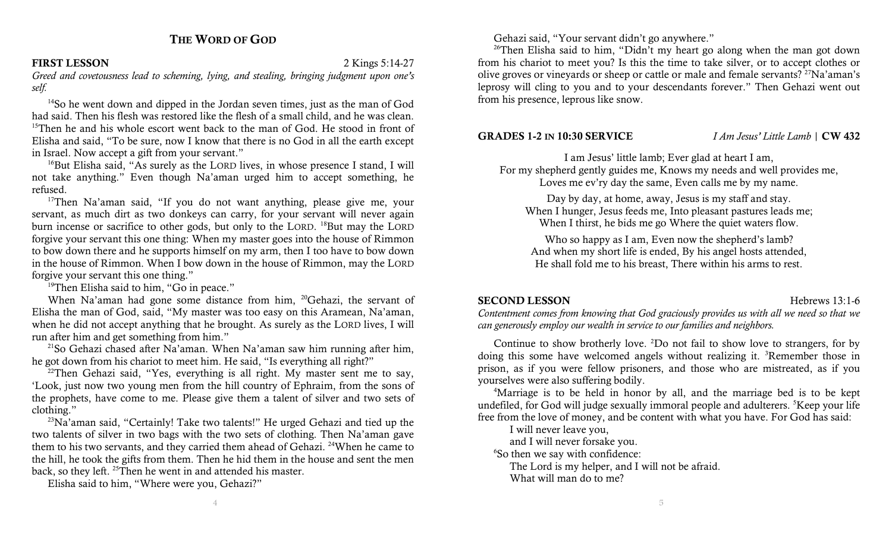# The Word of God

**FIRST LESSON** 2 Kings 5:14-27

*Greed and covetousness lead to scheming, lying, and stealing, bringing judgment upon one's self.*

[14]So he went down and dipped in the Jordan seven times, just as the man of God had said. Then his flesh was restored like the flesh of a small child, and he was clean. [15]Then he and his whole escort went back to the man of God. He stood in front of Elisha and said, "To be sure, now I know that there is no God in all the earth except in Israel. Now accept a gift from your servant."

[16]But Elisha said, "As surely as the LORD lives, in whose presence I stand, I will not take anything." Even though Na'aman urged him to accept something, he refused.

[17]Then Na'aman said, "If you do not want anything, please give me, your servant, as much dirt as two donkeys can carry, for your servant will never again burn incense or sacrifice to other gods, but only to the LORD. [18]But may the LORD forgive your servant this one thing: When my master goes into the house of Rimmon to bow down there and he supports himself on my arm, then I too have to bow down in the house of Rimmon. When I bow down in the house of Rimmon, may the LORD forgive your servant this one thing."

[19]Then Elisha said to him, "Go in peace."

When Na'aman had gone some distance from him, [20]Gehazi, the servant of Elisha the man of God, said, "My master was too easy on this Aramean, Na'aman, when he did not accept anything that he brought. As surely as the LORD lives, I will run after him and get something from him."

[21]So Gehazi chased after Na'aman. When Na'aman saw him running after him, he got down from his chariot to meet him. He said, "Is everything all right?"

[22]Then Gehazi said, "Yes, everything is all right. My master sent me to say, 'Look, just now two young men from the hill country of Ephraim, from the sons of the prophets, have come to me. Please give them a talent of silver and two sets of clothing.'"

[23]Na'aman said, "Certainly! Take two talents!" He urged Gehazi and tied up the two talents of silver in two bags with the two sets of clothing. Then Na'aman gave them to his two servants, and they carried them ahead of Gehazi. [24]When he came to the hill, he took the gifts from them. Then he hid them in the house and sent the men back, so they left. [25]Then he went in and attended his master.

Elisha said to him, "Where were you, Gehazi?"

Gehazi said, "Your servant didn't go anywhere."

[26]Then Elisha said to him, "Didn't my heart go along when the man got down from his chariot to meet you? Is this the time to take silver, or to accept clothes or olive groves or vineyards or sheep or cattle or male and female servants? [27]Na'aman's leprosy will cling to you and to your descendants forever." Then Gehazi went out from his presence, leprous like snow.

**GRADES 1-2 IN 10:30 SERVICE** *I Am Jesus' Little Lamb* | **CW 432**

I am Jesus' little lamb; Ever glad at heart I am,
For my shepherd gently guides me, Knows my needs and well provides me,
Loves me ev'ry day the same, Even calls me by my name.

Day by day, at home, away, Jesus is my staff and stay.
When I hunger, Jesus feeds me, Into pleasant pastures leads me;
When I thirst, he bids me go Where the quiet waters flow.

Who so happy as I am, Even now the shepherd's lamb?
And when my short life is ended, By his angel hosts attended,
He shall fold me to his breast, There within his arms to rest.

**SECOND LESSON** Hebrews 13:1-6

*Contentment comes from knowing that God graciously provides us with all we need so that we can generously employ our wealth in service to our families and neighbors.*

Continue to show brotherly love. [2]Do not fail to show love to strangers, for by doing this some have welcomed angels without realizing it. [3]Remember those in prison, as if you were fellow prisoners, and those who are mistreated, as if you yourselves were also suffering bodily.

[4]Marriage is to be held in honor by all, and the marriage bed is to be kept undefiled, for God will judge sexually immoral people and adulterers. [5]Keep your life free from the love of money, and be content with what you have. For God has said:

> I will never leave you,
> and I will never forsake you.

[6]So then we say with confidence:

> The Lord is my helper, and I will not be afraid.
> What will man do to me?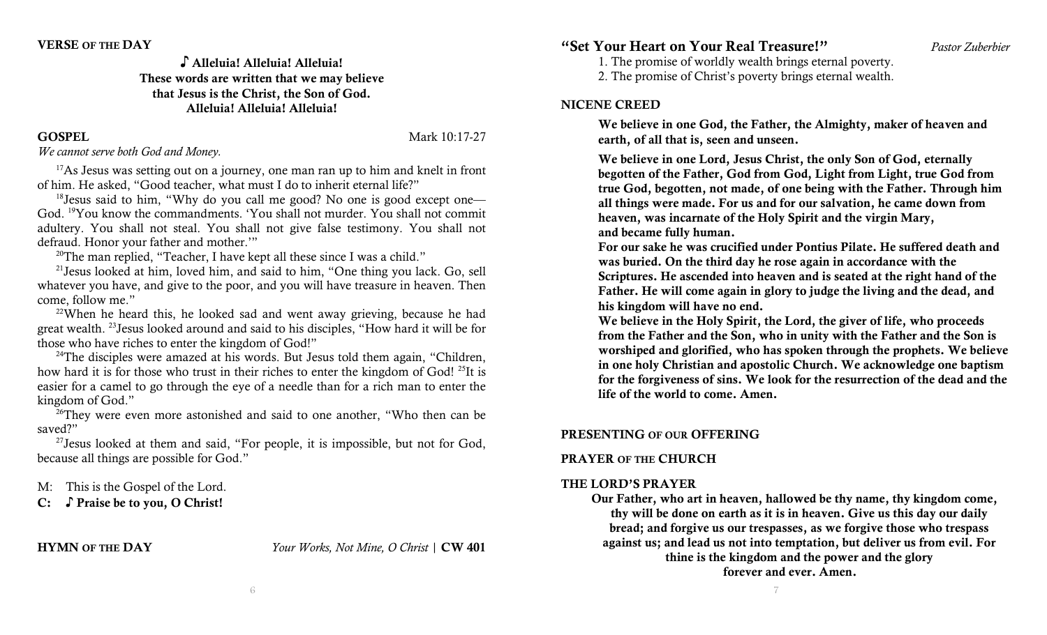**VERSE OF THE DAY**

**♪ Alleluia! Alleluia! Alleluia!**
**These words are written that we may believe**
**that Jesus is the Christ, the Son of God.**
**Alleluia! Alleluia! Alleluia!**

**GOSPEL** Mark 10:17-27

*We cannot serve both God and Money.*

[17]As Jesus was setting out on a journey, one man ran up to him and knelt in front of him. He asked, "Good teacher, what must I do to inherit eternal life?"

[18]Jesus said to him, "Why do you call me good? No one is good except one—God. [19]You know the commandments. 'You shall not murder. You shall not commit adultery. You shall not steal. You shall not give false testimony. You shall not defraud. Honor your father and mother.'"

[20]The man replied, "Teacher, I have kept all these since I was a child."

[21]Jesus looked at him, loved him, and said to him, "One thing you lack. Go, sell whatever you have, and give to the poor, and you will have treasure in heaven. Then come, follow me."

[22]When he heard this, he looked sad and went away grieving, because he had great wealth. [23]Jesus looked around and said to his disciples, "How hard it will be for those who have riches to enter the kingdom of God!"

[24]The disciples were amazed at his words. But Jesus told them again, "Children, how hard it is for those who trust in their riches to enter the kingdom of God! [25]It is easier for a camel to go through the eye of a needle than for a rich man to enter the kingdom of God."

[26]They were even more astonished and said to one another, "Who then can be saved?"

[27]Jesus looked at them and said, "For people, it is impossible, but not for God, because all things are possible for God."

M: This is the Gospel of the Lord.
**C: ♪ Praise be to you, O Christ!**

**HYMN OF THE DAY** *Your Works, Not Mine, O Christ* | **CW 401**

**"Set Your Heart on Your Real Treasure!"** *Pastor Zuberbier*

1. The promise of worldly wealth brings eternal poverty.
2. The promise of Christ's poverty brings eternal wealth.

**NICENE CREED**

**We believe in one God, the Father, the Almighty, maker of heaven and earth, of all that is, seen and unseen.**

**We believe in one Lord, Jesus Christ, the only Son of God, eternally begotten of the Father, God from God, Light from Light, true God from true God, begotten, not made, of one being with the Father. Through him all things were made. For us and for our salvation, he came down from heaven, was incarnate of the Holy Spirit and the virgin Mary, and became fully human.**
**For our sake he was crucified under Pontius Pilate. He suffered death and was buried. On the third day he rose again in accordance with the Scriptures. He ascended into heaven and is seated at the right hand of the Father. He will come again in glory to judge the living and the dead, and his kingdom will have no end.**
**We believe in the Holy Spirit, the Lord, the giver of life, who proceeds from the Father and the Son, who in unity with the Father and the Son is worshiped and glorified, who has spoken through the prophets. We believe in one holy Christian and apostolic Church. We acknowledge one baptism for the forgiveness of sins. We look for the resurrection of the dead and the life of the world to come. Amen.**

**PRESENTING OF OUR OFFERING**

**PRAYER OF THE CHURCH**

**THE LORD'S PRAYER**

**Our Father, who art in heaven, hallowed be thy name, thy kingdom come, thy will be done on earth as it is in heaven. Give us this day our daily bread; and forgive us our trespasses, as we forgive those who trespass against us; and lead us not into temptation, but deliver us from evil. For thine is the kingdom and the power and the glory forever and ever. Amen.**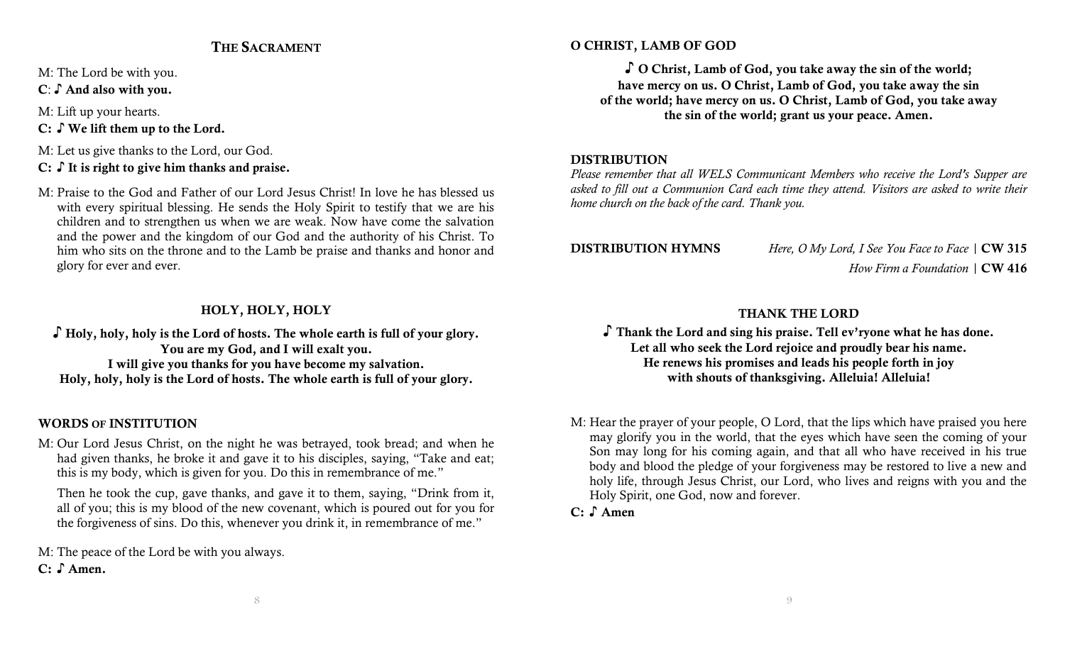## THE SACRAMENT

M: The Lord be with you.

**C: ♪ And also with you.**

M: Lift up your hearts.

**C: ♪ We lift them up to the Lord.**

M: Let us give thanks to the Lord, our God.

**C: ♪ It is right to give him thanks and praise.**

M: Praise to the God and Father of our Lord Jesus Christ! In love he has blessed us with every spiritual blessing. He sends the Holy Spirit to testify that we are his children and to strengthen us when we are weak. Now have come the salvation and the power and the kingdom of our God and the authority of his Christ. To him who sits on the throne and to the Lamb be praise and thanks and honor and glory for ever and ever.

### HOLY, HOLY, HOLY

**♪ Holy, holy, holy is the Lord of hosts. The whole earth is full of your glory. You are my God, and I will exalt you. I will give you thanks for you have become my salvation. Holy, holy, holy is the Lord of hosts. The whole earth is full of your glory.**

### WORDS OF INSTITUTION

M: Our Lord Jesus Christ, on the night he was betrayed, took bread; and when he had given thanks, he broke it and gave it to his disciples, saying, "Take and eat; this is my body, which is given for you. Do this in remembrance of me."

Then he took the cup, gave thanks, and gave it to them, saying, "Drink from it, all of you; this is my blood of the new covenant, which is poured out for you for the forgiveness of sins. Do this, whenever you drink it, in remembrance of me."

M: The peace of the Lord be with you always.

**C: ♪ Amen.**

### O CHRIST, LAMB OF GOD

**♪ O Christ, Lamb of God, you take away the sin of the world; have mercy on us. O Christ, Lamb of God, you take away the sin of the world; have mercy on us. O Christ, Lamb of God, you take away the sin of the world; grant us your peace. Amen.**

### DISTRIBUTION

*Please remember that all WELS Communicant Members who receive the Lord's Supper are asked to fill out a Communion Card each time they attend. Visitors are asked to write their home church on the back of the card. Thank you.*

**DISTRIBUTION HYMNS** *Here, O My Lord, I See You Face to Face* | **CW 315**

*How Firm a Foundation* | **CW 416**

### THANK THE LORD

**♪ Thank the Lord and sing his praise. Tell ev'ryone what he has done. Let all who seek the Lord rejoice and proudly bear his name. He renews his promises and leads his people forth in joy with shouts of thanksgiving. Alleluia! Alleluia!**

M: Hear the prayer of your people, O Lord, that the lips which have praised you here may glorify you in the world, that the eyes which have seen the coming of your Son may long for his coming again, and that all who have received in his true body and blood the pledge of your forgiveness may be restored to live a new and holy life, through Jesus Christ, our Lord, who lives and reigns with you and the Holy Spirit, one God, now and forever.

**C: ♪ Amen**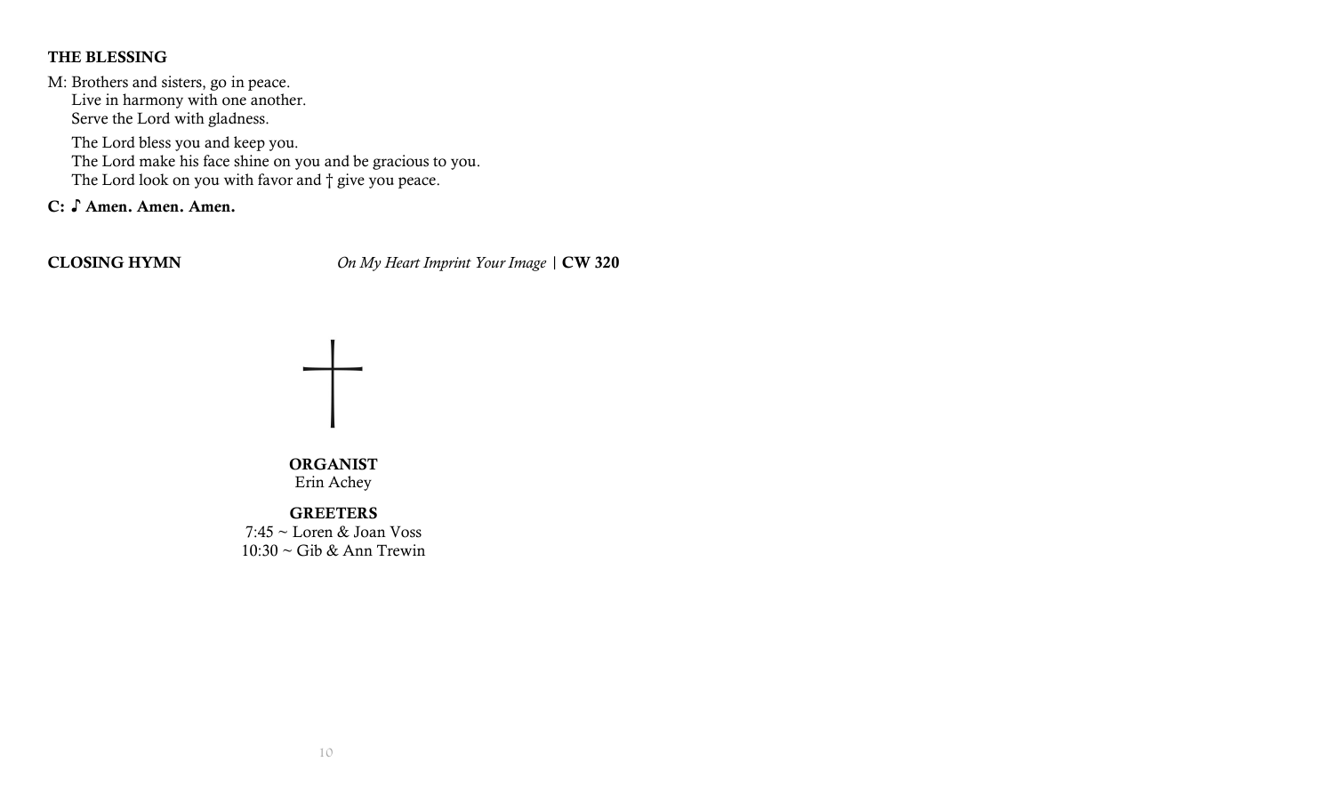**THE BLESSING**

M: Brothers and sisters, go in peace.
Live in harmony with one another.
Serve the Lord with gladness.

The Lord bless you and keep you.
The Lord make his face shine on you and be gracious to you.
The Lord look on you with favor and † give you peace.

**C: ♪ Amen. Amen. Amen.**

**CLOSING HYMN** *On My Heart Imprint Your Image* | **CW 320**

†

**ORGANIST**
Erin Achey

**GREETERS**
7:45 ~ Loren & Joan Voss
10:30 ~ Gib & Ann Trewin